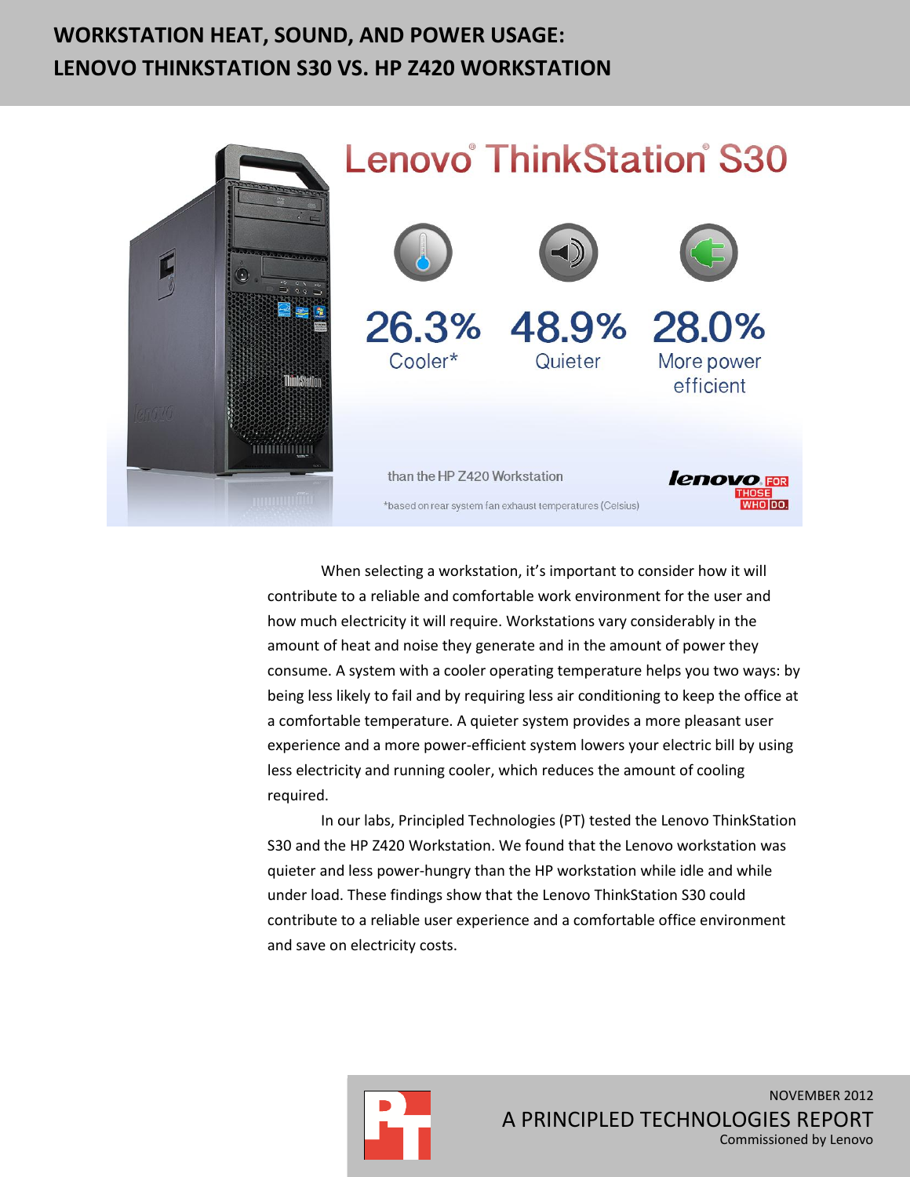# WORKSTATION HEAT, SOUND, AND POWER USAGE: LENOVO THINKSTATION S30 VS. HP Z420 WORKSTATION

Lenovo® ThinkStation® S30

26.3% Cooler*

48.9% Quieter

28.0% More power efficient

than the HP Z420 Workstation

*based on rear system fan exhaust temperatures (Celsius)

lenovo FOR THOSE WHO DO.

When selecting a workstation, it's important to consider how it will contribute to a reliable and comfortable work environment for the user and how much electricity it will require. Workstations vary considerably in the amount of heat and noise they generate and in the amount of power they consume. A system with a cooler operating temperature helps you two ways: by being less likely to fail and by requiring less air conditioning to keep the office at a comfortable temperature. A quieter system provides a more pleasant user experience and a more power-efficient system lowers your electric bill by using less electricity and running cooler, which reduces the amount of cooling required.

In our labs, Principled Technologies (PT) tested the Lenovo ThinkStation S30 and the HP Z420 Workstation. We found that the Lenovo workstation was quieter and less power-hungry than the HP workstation while idle and while under load. These findings show that the Lenovo ThinkStation S30 could contribute to a reliable user experience and a comfortable office environment and save on electricity costs.

NOVEMBER 2012

A PRINCIPLED TECHNOLOGIES REPORT

Commissioned by Lenovo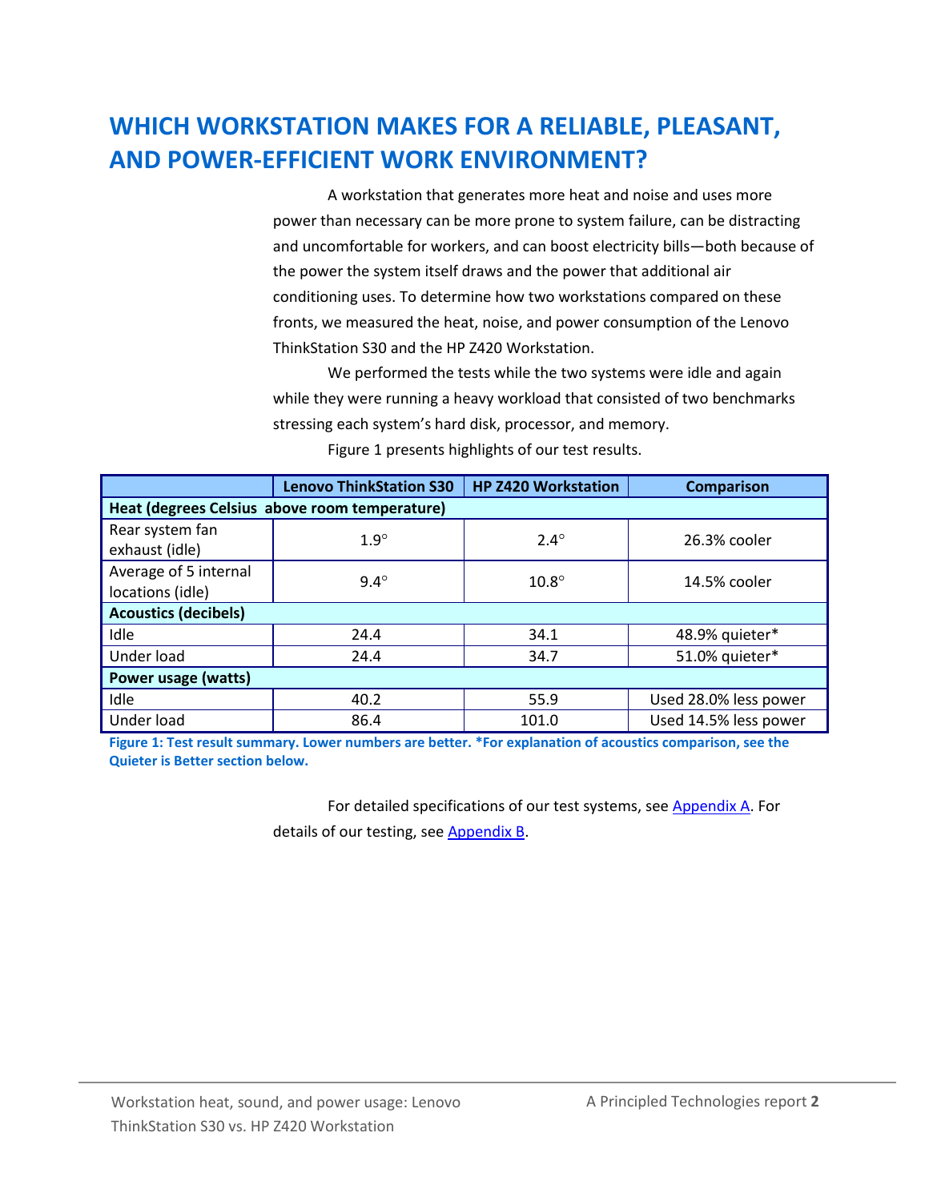# WHICH WORKSTATION MAKES FOR A RELIABLE, PLEASANT, AND POWER-EFFICIENT WORK ENVIRONMENT?

A workstation that generates more heat and noise and uses more power than necessary can be more prone to system failure, can be distracting and uncomfortable for workers, and can boost electricity bills—both because of the power the system itself draws and the power that additional air conditioning uses. To determine how two workstations compared on these fronts, we measured the heat, noise, and power consumption of the Lenovo ThinkStation S30 and the HP Z420 Workstation.

We performed the tests while the two systems were idle and again while they were running a heavy workload that consisted of two benchmarks stressing each system's hard disk, processor, and memory.

Figure 1 presents highlights of our test results.

| | Lenovo ThinkStation S30 | HP Z420 Workstation | Comparison |
|---|---|---|---|
| **Heat (degrees Celsius above room temperature)** | | | |
| Rear system fan exhaust (idle) | 1.9° | 2.4° | 26.3% cooler |
| Average of 5 internal locations (idle) | 9.4° | 10.8° | 14.5% cooler |
| **Acoustics (decibels)** | | | |
| Idle | 24.4 | 34.1 | 48.9% quieter* |
| Under load | 24.4 | 34.7 | 51.0% quieter* |
| **Power usage (watts)** | | | |
| Idle | 40.2 | 55.9 | Used 28.0% less power |
| Under load | 86.4 | 101.0 | Used 14.5% less power |

**Figure 1: Test result summary. Lower numbers are better. *For explanation of acoustics comparison, see the Quieter is Better section below.**

For detailed specifications of our test systems, see Appendix A. For details of our testing, see Appendix B.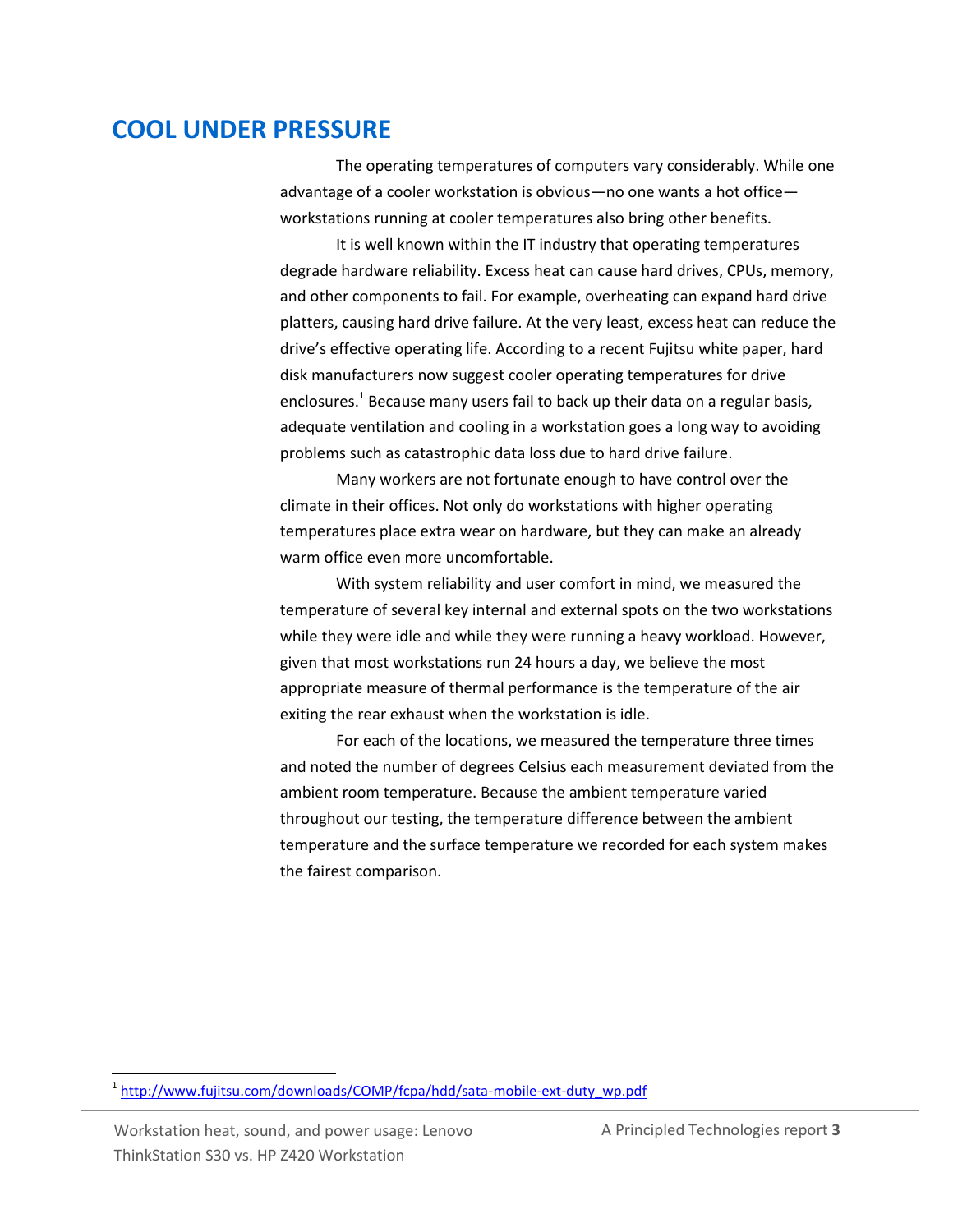## COOL UNDER PRESSURE

The operating temperatures of computers vary considerably. While one advantage of a cooler workstation is obvious—no one wants a hot office—workstations running at cooler temperatures also bring other benefits.

It is well known within the IT industry that operating temperatures degrade hardware reliability. Excess heat can cause hard drives, CPUs, memory, and other components to fail. For example, overheating can expand hard drive platters, causing hard drive failure. At the very least, excess heat can reduce the drive's effective operating life. According to a recent Fujitsu white paper, hard disk manufacturers now suggest cooler operating temperatures for drive enclosures.[1] Because many users fail to back up their data on a regular basis, adequate ventilation and cooling in a workstation goes a long way to avoiding problems such as catastrophic data loss due to hard drive failure.

Many workers are not fortunate enough to have control over the climate in their offices. Not only do workstations with higher operating temperatures place extra wear on hardware, but they can make an already warm office even more uncomfortable.

With system reliability and user comfort in mind, we measured the temperature of several key internal and external spots on the two workstations while they were idle and while they were running a heavy workload. However, given that most workstations run 24 hours a day, we believe the most appropriate measure of thermal performance is the temperature of the air exiting the rear exhaust when the workstation is idle.

For each of the locations, we measured the temperature three times and noted the number of degrees Celsius each measurement deviated from the ambient room temperature. Because the ambient temperature varied throughout our testing, the temperature difference between the ambient temperature and the surface temperature we recorded for each system makes the fairest comparison.

[1] http://www.fujitsu.com/downloads/COMP/fcpa/hdd/sata-mobile-ext-duty_wp.pdf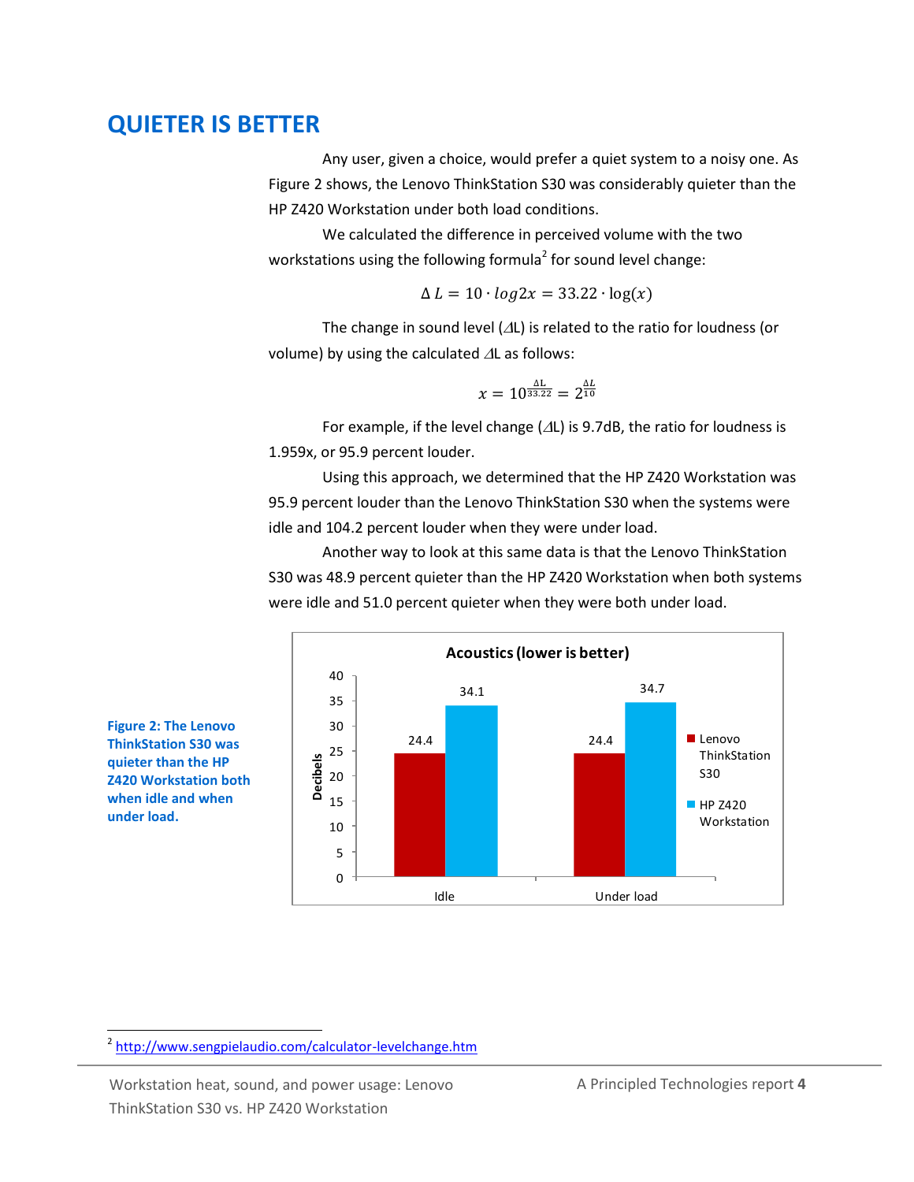## QUIETER IS BETTER

Any user, given a choice, would prefer a quiet system to a noisy one. As Figure 2 shows, the Lenovo ThinkStation S30 was considerably quieter than the HP Z420 Workstation under both load conditions.

We calculated the difference in perceived volume with the two workstations using the following formula[2] for sound level change:

$$\Delta L = 10 \cdot log2x = 33.22 \cdot \log(x)$$

The change in sound level ($\Delta$L) is related to the ratio for loudness (or volume) by using the calculated $\Delta$L as follows:

$$x = 10^{\frac{\Delta L}{33.22}} = 2^{\frac{\Delta L}{10}}$$

For example, if the level change ($\Delta$L) is 9.7dB, the ratio for loudness is 1.959x, or 95.9 percent louder.

Using this approach, we determined that the HP Z420 Workstation was 95.9 percent louder than the Lenovo ThinkStation S30 when the systems were idle and 104.2 percent louder when they were under load.

Another way to look at this same data is that the Lenovo ThinkStation S30 was 48.9 percent quieter than the HP Z420 Workstation when both systems were idle and 51.0 percent quieter when they were both under load.

**Acoustics (lower is better)**

| Decibels | Lenovo ThinkStation S30 | HP Z420 Workstation |
|---|---|---|
| Idle | 24.4 | 34.1 |
| Under load | 24.4 | 34.7 |

**Figure 2: The Lenovo ThinkStation S30 was quieter than the HP Z420 Workstation both when idle and when under load.**

[2] http://www.sengpielaudio.com/calculator-levelchange.htm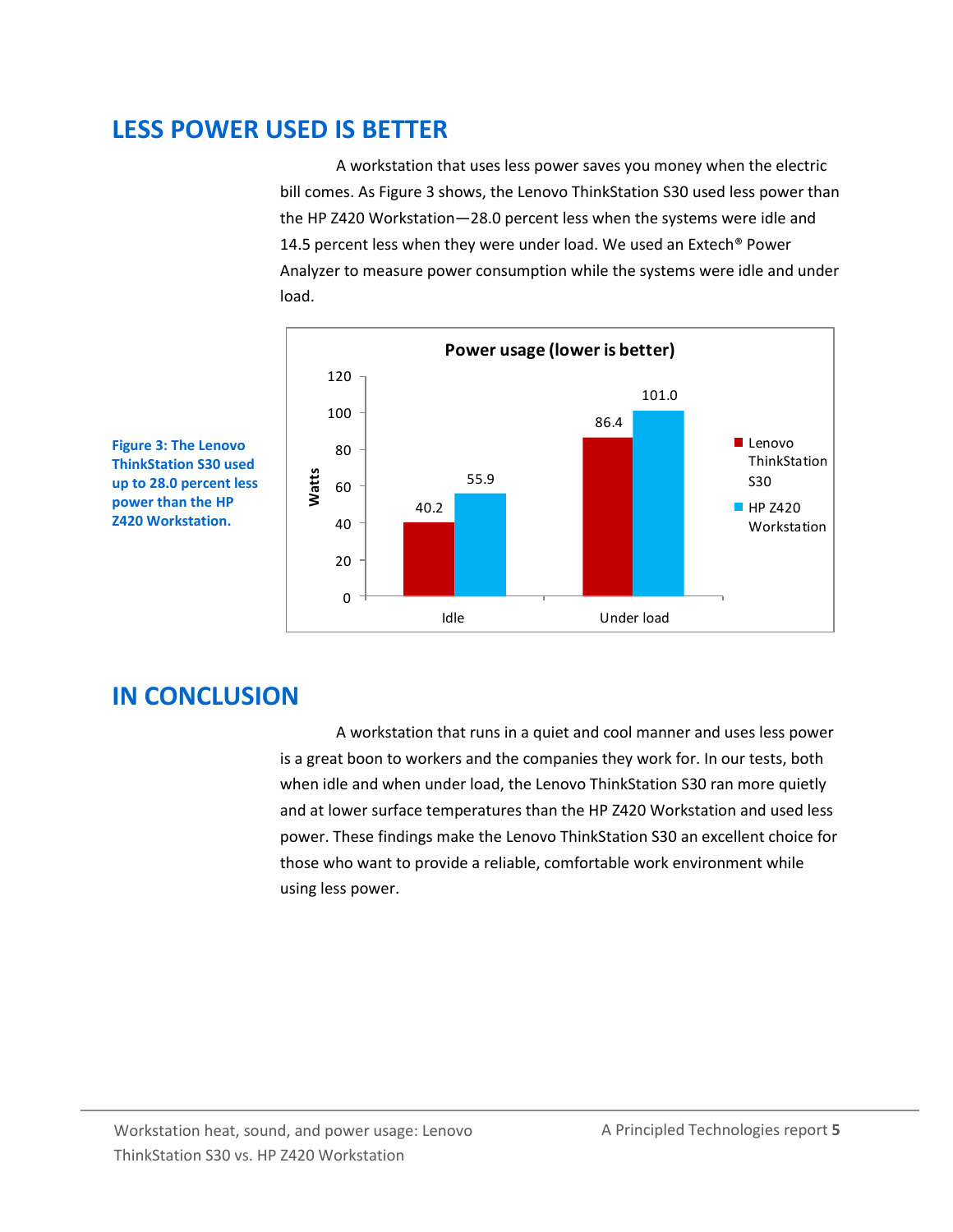## LESS POWER USED IS BETTER

A workstation that uses less power saves you money when the electric bill comes. As Figure 3 shows, the Lenovo ThinkStation S30 used less power than the HP Z420 Workstation—28.0 percent less when the systems were idle and 14.5 percent less when they were under load. We used an Extech® Power Analyzer to measure power consumption while the systems were idle and under load.

**Power usage (lower is better)**

| Watts | Lenovo ThinkStation S30 | HP Z420 Workstation |
|---|---|---|
| Idle | 40.2 | 55.9 |
| Under load | 86.4 | 101.0 |

**Figure 3: The Lenovo ThinkStation S30 used up to 28.0 percent less power than the HP Z420 Workstation.**

## IN CONCLUSION

A workstation that runs in a quiet and cool manner and uses less power is a great boon to workers and the companies they work for. In our tests, both when idle and when under load, the Lenovo ThinkStation S30 ran more quietly and at lower surface temperatures than the HP Z420 Workstation and used less power. These findings make the Lenovo ThinkStation S30 an excellent choice for those who want to provide a reliable, comfortable work environment while using less power.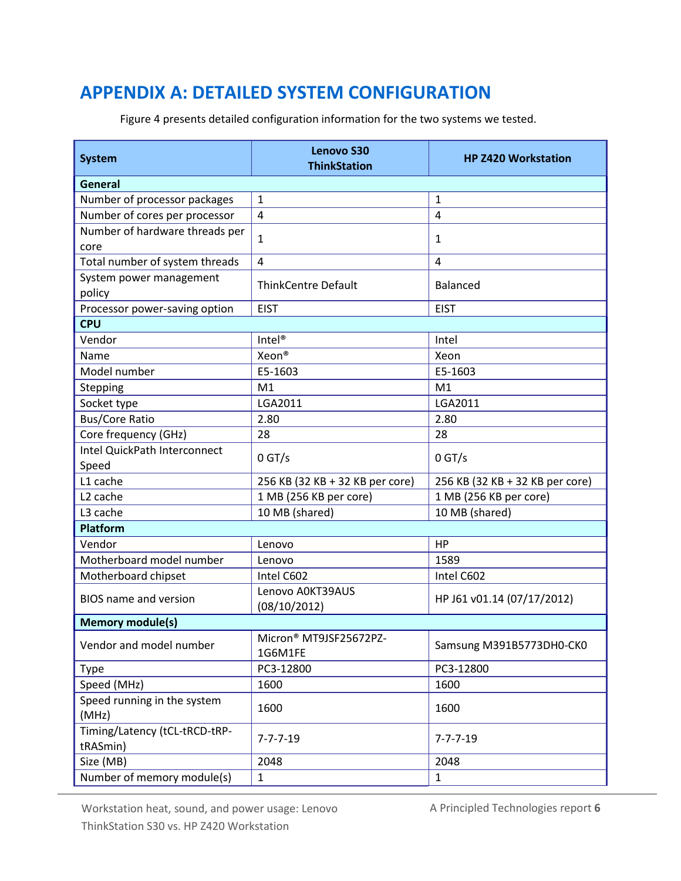# APPENDIX A: DETAILED SYSTEM CONFIGURATION

Figure 4 presents detailed configuration information for the two systems we tested.

| System | Lenovo S30 ThinkStation | HP Z420 Workstation |
|---|---|---|
| **General** | | |
| Number of processor packages | 1 | 1 |
| Number of cores per processor | 4 | 4 |
| Number of hardware threads per core | 1 | 1 |
| Total number of system threads | 4 | 4 |
| System power management policy | ThinkCentre Default | Balanced |
| Processor power-saving option | EIST | EIST |
| **CPU** | | |
| Vendor | Intel® | Intel |
| Name | Xeon® | Xeon |
| Model number | E5-1603 | E5-1603 |
| Stepping | M1 | M1 |
| Socket type | LGA2011 | LGA2011 |
| Bus/Core Ratio | 2.80 | 2.80 |
| Core frequency (GHz) | 28 | 28 |
| Intel QuickPath Interconnect Speed | 0 GT/s | 0 GT/s |
| L1 cache | 256 KB (32 KB + 32 KB per core) | 256 KB (32 KB + 32 KB per core) |
| L2 cache | 1 MB (256 KB per core) | 1 MB (256 KB per core) |
| L3 cache | 10 MB (shared) | 10 MB (shared) |
| **Platform** | | |
| Vendor | Lenovo | HP |
| Motherboard model number | Lenovo | 1589 |
| Motherboard chipset | Intel C602 | Intel C602 |
| BIOS name and version | Lenovo A0KT39AUS (08/10/2012) | HP J61 v01.14 (07/17/2012) |
| **Memory module(s)** | | |
| Vendor and model number | Micron® MT9JSF25672PZ-1G6M1FE | Samsung M391B5773DH0-CK0 |
| Type | PC3-12800 | PC3-12800 |
| Speed (MHz) | 1600 | 1600 |
| Speed running in the system (MHz) | 1600 | 1600 |
| Timing/Latency (tCL-tRCD-tRP-tRASmin) | 7-7-7-19 | 7-7-7-19 |
| Size (MB) | 2048 | 2048 |
| Number of memory module(s) | 1 | 1 |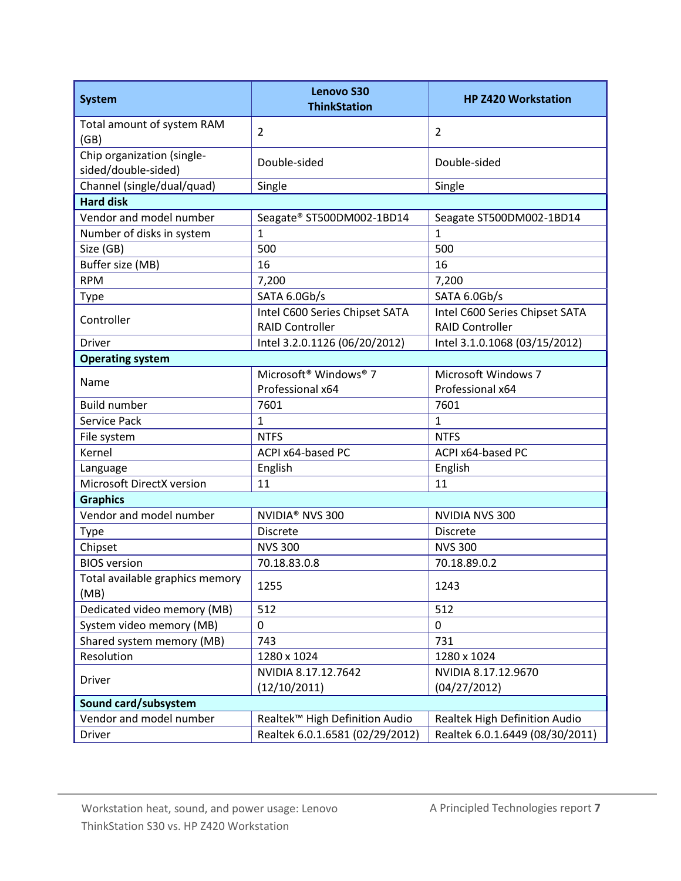| System | Lenovo S30 ThinkStation | HP Z420 Workstation |
| --- | --- | --- |
| Total amount of system RAM (GB) | 2 | 2 |
| Chip organization (single-sided/double-sided) | Double-sided | Double-sided |
| Channel (single/dual/quad) | Single | Single |
| **Hard disk** | | |
| Vendor and model number | Seagate® ST500DM002-1BD14 | Seagate ST500DM002-1BD14 |
| Number of disks in system | 1 | 1 |
| Size (GB) | 500 | 500 |
| Buffer size (MB) | 16 | 16 |
| RPM | 7,200 | 7,200 |
| Type | SATA 6.0Gb/s | SATA 6.0Gb/s |
| Controller | Intel C600 Series Chipset SATA RAID Controller | Intel C600 Series Chipset SATA RAID Controller |
| Driver | Intel 3.2.0.1126 (06/20/2012) | Intel 3.1.0.1068 (03/15/2012) |
| **Operating system** | | |
| Name | Microsoft® Windows® 7 Professional x64 | Microsoft Windows 7 Professional x64 |
| Build number | 7601 | 7601 |
| Service Pack | 1 | 1 |
| File system | NTFS | NTFS |
| Kernel | ACPI x64-based PC | ACPI x64-based PC |
| Language | English | English |
| Microsoft DirectX version | 11 | 11 |
| **Graphics** | | |
| Vendor and model number | NVIDIA® NVS 300 | NVIDIA NVS 300 |
| Type | Discrete | Discrete |
| Chipset | NVS 300 | NVS 300 |
| BIOS version | 70.18.83.0.8 | 70.18.89.0.2 |
| Total available graphics memory (MB) | 1255 | 1243 |
| Dedicated video memory (MB) | 512 | 512 |
| System video memory (MB) | 0 | 0 |
| Shared system memory (MB) | 743 | 731 |
| Resolution | 1280 x 1024 | 1280 x 1024 |
| Driver | NVIDIA 8.17.12.7642 (12/10/2011) | NVIDIA 8.17.12.9670 (04/27/2012) |
| **Sound card/subsystem** | | |
| Vendor and model number | Realtek™ High Definition Audio | Realtek High Definition Audio |
| Driver | Realtek 6.0.1.6581 (02/29/2012) | Realtek 6.0.1.6449 (08/30/2011) |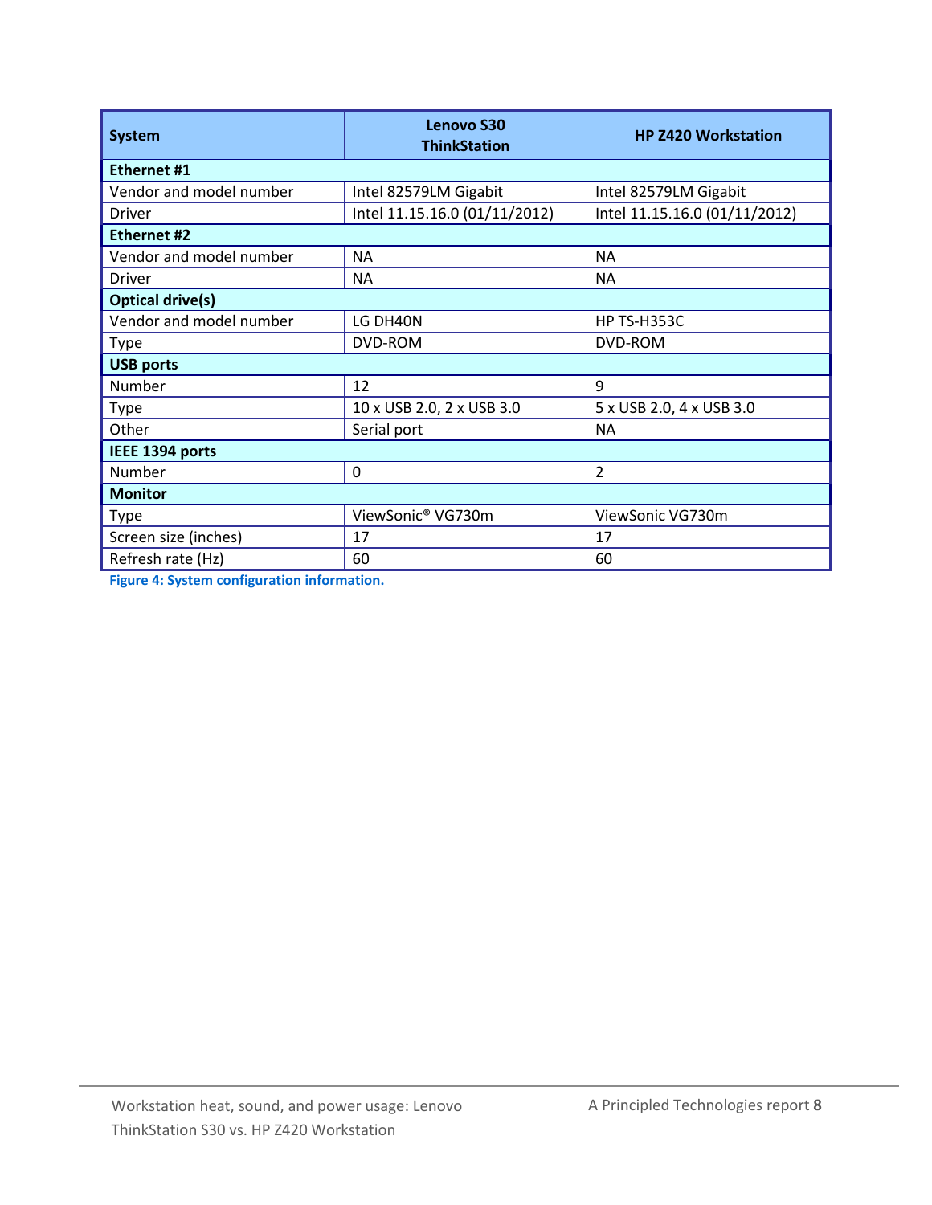| System | Lenovo S30 ThinkStation | HP Z420 Workstation |
| --- | --- | --- |
| **Ethernet #1** | | |
| Vendor and model number | Intel 82579LM Gigabit | Intel 82579LM Gigabit |
| Driver | Intel 11.15.16.0 (01/11/2012) | Intel 11.15.16.0 (01/11/2012) |
| **Ethernet #2** | | |
| Vendor and model number | NA | NA |
| Driver | NA | NA |
| **Optical drive(s)** | | |
| Vendor and model number | LG DH40N | HP TS-H353C |
| Type | DVD-ROM | DVD-ROM |
| **USB ports** | | |
| Number | 12 | 9 |
| Type | 10 x USB 2.0, 2 x USB 3.0 | 5 x USB 2.0, 4 x USB 3.0 |
| Other | Serial port | NA |
| **IEEE 1394 ports** | | |
| Number | 0 | 2 |
| **Monitor** | | |
| Type | ViewSonic® VG730m | ViewSonic VG730m |
| Screen size (inches) | 17 | 17 |
| Refresh rate (Hz) | 60 | 60 |

**Figure 4: System configuration information.**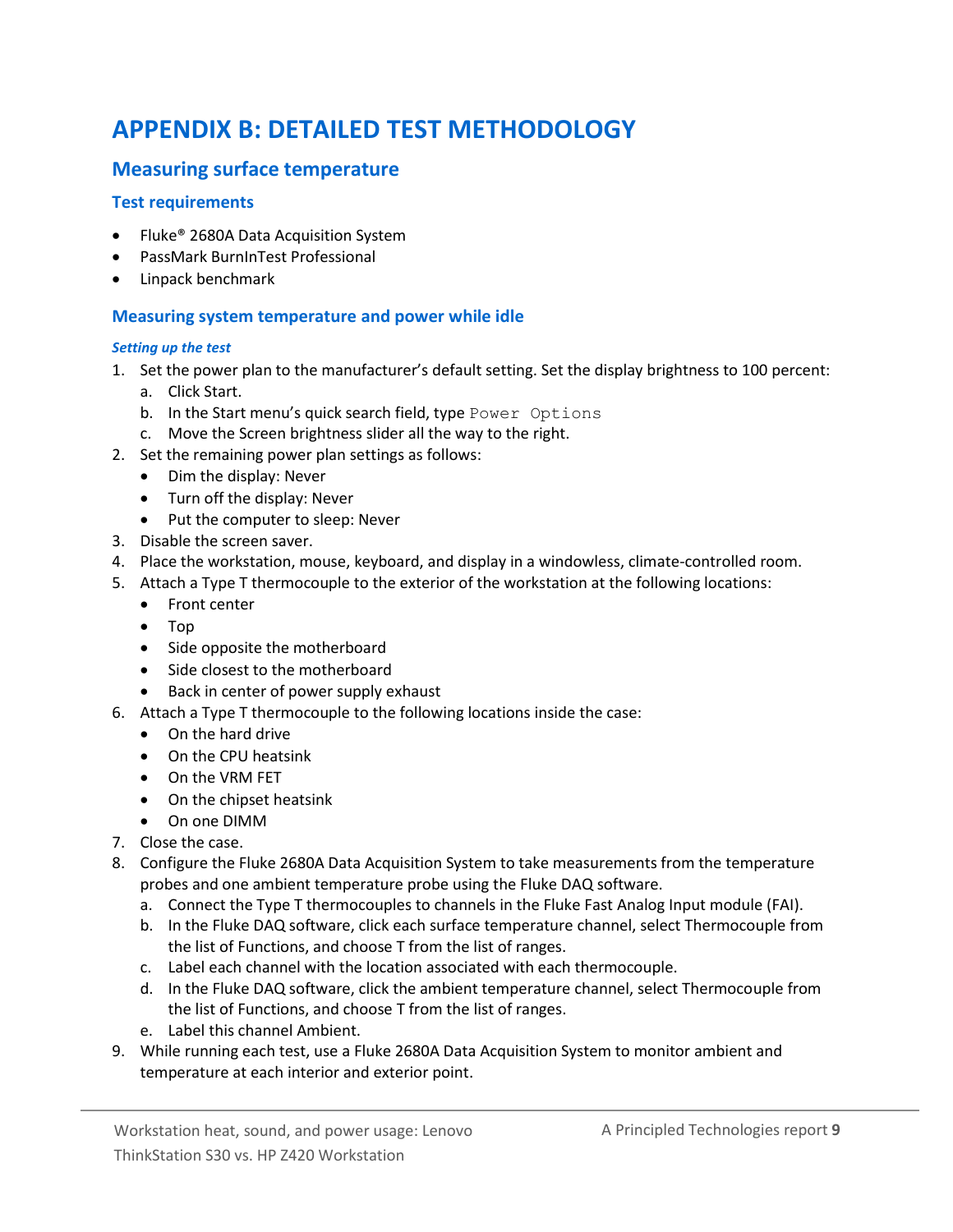# APPENDIX B: DETAILED TEST METHODOLOGY

## Measuring surface temperature

### Test requirements

- Fluke® 2680A Data Acquisition System
- PassMark BurnInTest Professional
- Linpack benchmark

### Measuring system temperature and power while idle

#### *Setting up the test*

1. Set the power plan to the manufacturer's default setting. Set the display brightness to 100 percent:
   a. Click Start.
   b. In the Start menu's quick search field, type `Power Options`
   c. Move the Screen brightness slider all the way to the right.
2. Set the remaining power plan settings as follows:
   - Dim the display: Never
   - Turn off the display: Never
   - Put the computer to sleep: Never
3. Disable the screen saver.
4. Place the workstation, mouse, keyboard, and display in a windowless, climate-controlled room.
5. Attach a Type T thermocouple to the exterior of the workstation at the following locations:
   - Front center
   - Top
   - Side opposite the motherboard
   - Side closest to the motherboard
   - Back in center of power supply exhaust
6. Attach a Type T thermocouple to the following locations inside the case:
   - On the hard drive
   - On the CPU heatsink
   - On the VRM FET
   - On the chipset heatsink
   - On one DIMM
7. Close the case.
8. Configure the Fluke 2680A Data Acquisition System to take measurements from the temperature probes and one ambient temperature probe using the Fluke DAQ software.
   a. Connect the Type T thermocouples to channels in the Fluke Fast Analog Input module (FAI).
   b. In the Fluke DAQ software, click each surface temperature channel, select Thermocouple from the list of Functions, and choose T from the list of ranges.
   c. Label each channel with the location associated with each thermocouple.
   d. In the Fluke DAQ software, click the ambient temperature channel, select Thermocouple from the list of Functions, and choose T from the list of ranges.
   e. Label this channel Ambient.
9. While running each test, use a Fluke 2680A Data Acquisition System to monitor ambient and temperature at each interior and exterior point.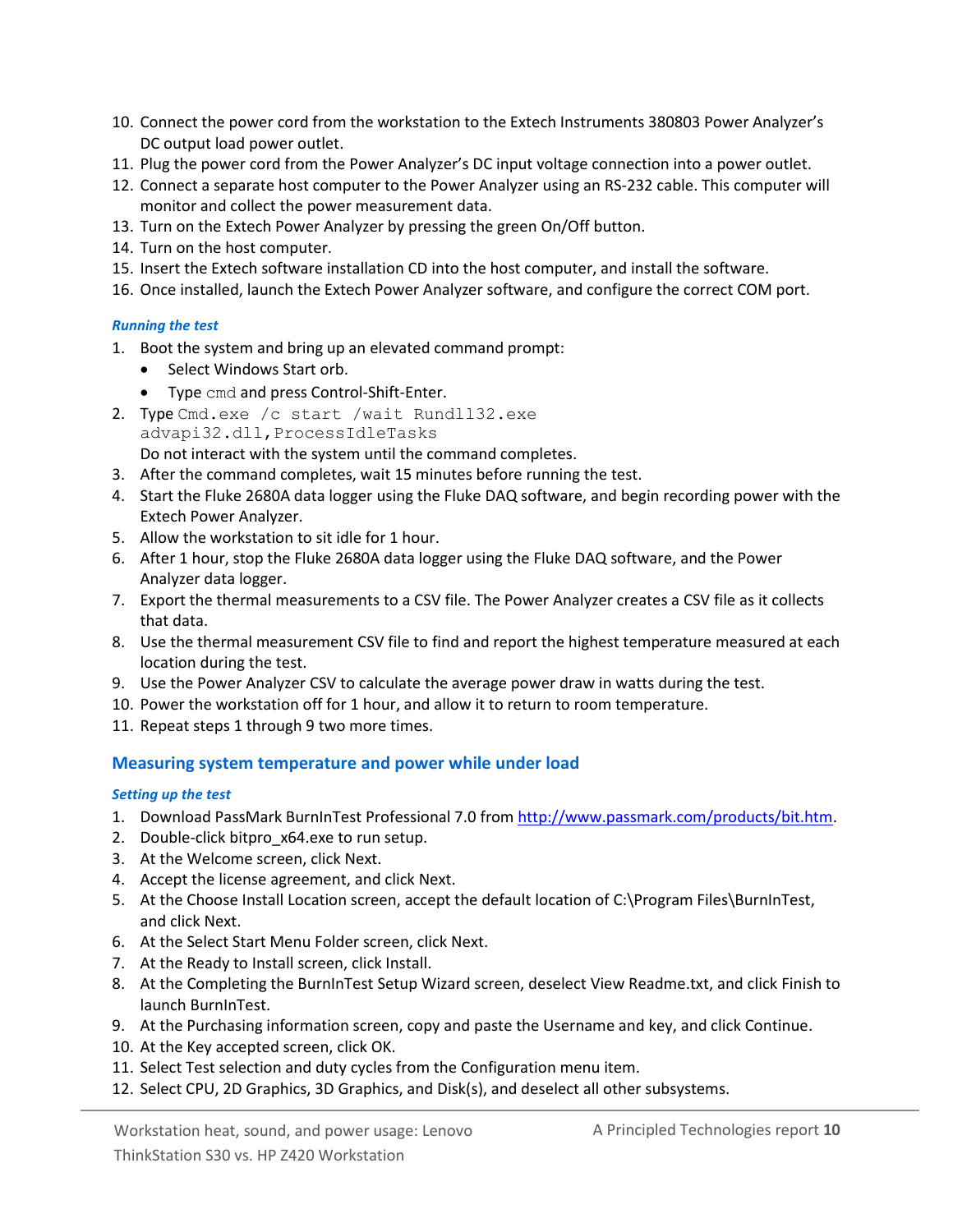10. Connect the power cord from the workstation to the Extech Instruments 380803 Power Analyzer's DC output load power outlet.
11. Plug the power cord from the Power Analyzer's DC input voltage connection into a power outlet.
12. Connect a separate host computer to the Power Analyzer using an RS-232 cable. This computer will monitor and collect the power measurement data.
13. Turn on the Extech Power Analyzer by pressing the green On/Off button.
14. Turn on the host computer.
15. Insert the Extech software installation CD into the host computer, and install the software.
16. Once installed, launch the Extech Power Analyzer software, and configure the correct COM port.

#### *Running the test*

1. Boot the system and bring up an elevated command prompt:
   - Select Windows Start orb.
   - Type `cmd` and press Control-Shift-Enter.
2. Type `Cmd.exe /c start /wait Rundll32.exe advapi32.dll,ProcessIdleTasks`
   Do not interact with the system until the command completes.
3. After the command completes, wait 15 minutes before running the test.
4. Start the Fluke 2680A data logger using the Fluke DAQ software, and begin recording power with the Extech Power Analyzer.
5. Allow the workstation to sit idle for 1 hour.
6. After 1 hour, stop the Fluke 2680A data logger using the Fluke DAQ software, and the Power Analyzer data logger.
7. Export the thermal measurements to a CSV file. The Power Analyzer creates a CSV file as it collects that data.
8. Use the thermal measurement CSV file to find and report the highest temperature measured at each location during the test.
9. Use the Power Analyzer CSV to calculate the average power draw in watts during the test.
10. Power the workstation off for 1 hour, and allow it to return to room temperature.
11. Repeat steps 1 through 9 two more times.

### Measuring system temperature and power while under load

#### *Setting up the test*

1. Download PassMark BurnInTest Professional 7.0 from http://www.passmark.com/products/bit.htm.
2. Double-click bitpro_x64.exe to run setup.
3. At the Welcome screen, click Next.
4. Accept the license agreement, and click Next.
5. At the Choose Install Location screen, accept the default location of C:\Program Files\BurnInTest, and click Next.
6. At the Select Start Menu Folder screen, click Next.
7. At the Ready to Install screen, click Install.
8. At the Completing the BurnInTest Setup Wizard screen, deselect View Readme.txt, and click Finish to launch BurnInTest.
9. At the Purchasing information screen, copy and paste the Username and key, and click Continue.
10. At the Key accepted screen, click OK.
11. Select Test selection and duty cycles from the Configuration menu item.
12. Select CPU, 2D Graphics, 3D Graphics, and Disk(s), and deselect all other subsystems.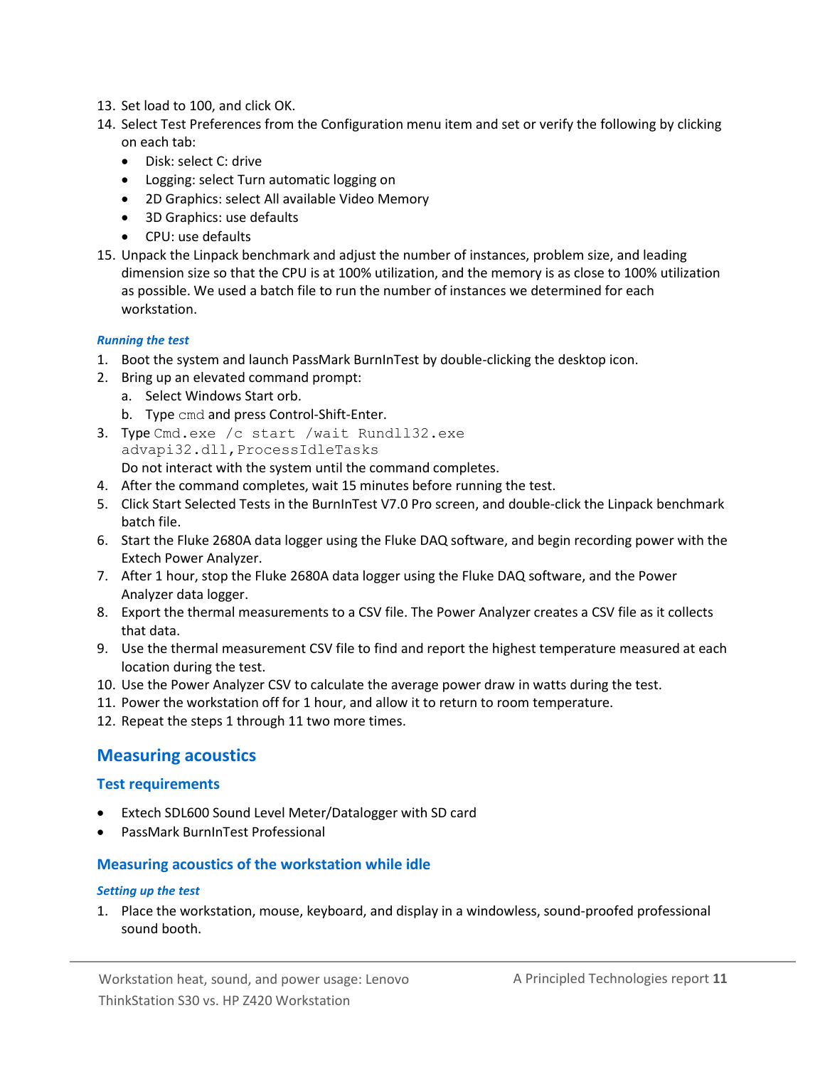13. Set load to 100, and click OK.
14. Select Test Preferences from the Configuration menu item and set or verify the following by clicking on each tab:
    - Disk: select C: drive
    - Logging: select Turn automatic logging on
    - 2D Graphics: select All available Video Memory
    - 3D Graphics: use defaults
    - CPU: use defaults
15. Unpack the Linpack benchmark and adjust the number of instances, problem size, and leading dimension size so that the CPU is at 100% utilization, and the memory is as close to 100% utilization as possible. We used a batch file to run the number of instances we determined for each workstation.

#### *Running the test*

1. Boot the system and launch PassMark BurnInTest by double-clicking the desktop icon.
2. Bring up an elevated command prompt:
    a. Select Windows Start orb.
    b. Type `cmd` and press Control-Shift-Enter.
3. Type `Cmd.exe /c start /wait Rundll32.exe advapi32.dll,ProcessIdleTasks`
   Do not interact with the system until the command completes.
4. After the command completes, wait 15 minutes before running the test.
5. Click Start Selected Tests in the BurnInTest V7.0 Pro screen, and double-click the Linpack benchmark batch file.
6. Start the Fluke 2680A data logger using the Fluke DAQ software, and begin recording power with the Extech Power Analyzer.
7. After 1 hour, stop the Fluke 2680A data logger using the Fluke DAQ software, and the Power Analyzer data logger.
8. Export the thermal measurements to a CSV file. The Power Analyzer creates a CSV file as it collects that data.
9. Use the thermal measurement CSV file to find and report the highest temperature measured at each location during the test.
10. Use the Power Analyzer CSV to calculate the average power draw in watts during the test.
11. Power the workstation off for 1 hour, and allow it to return to room temperature.
12. Repeat the steps 1 through 11 two more times.

## Measuring acoustics

### Test requirements

- Extech SDL600 Sound Level Meter/Datalogger with SD card
- PassMark BurnInTest Professional

### Measuring acoustics of the workstation while idle

#### *Setting up the test*

1. Place the workstation, mouse, keyboard, and display in a windowless, sound-proofed professional sound booth.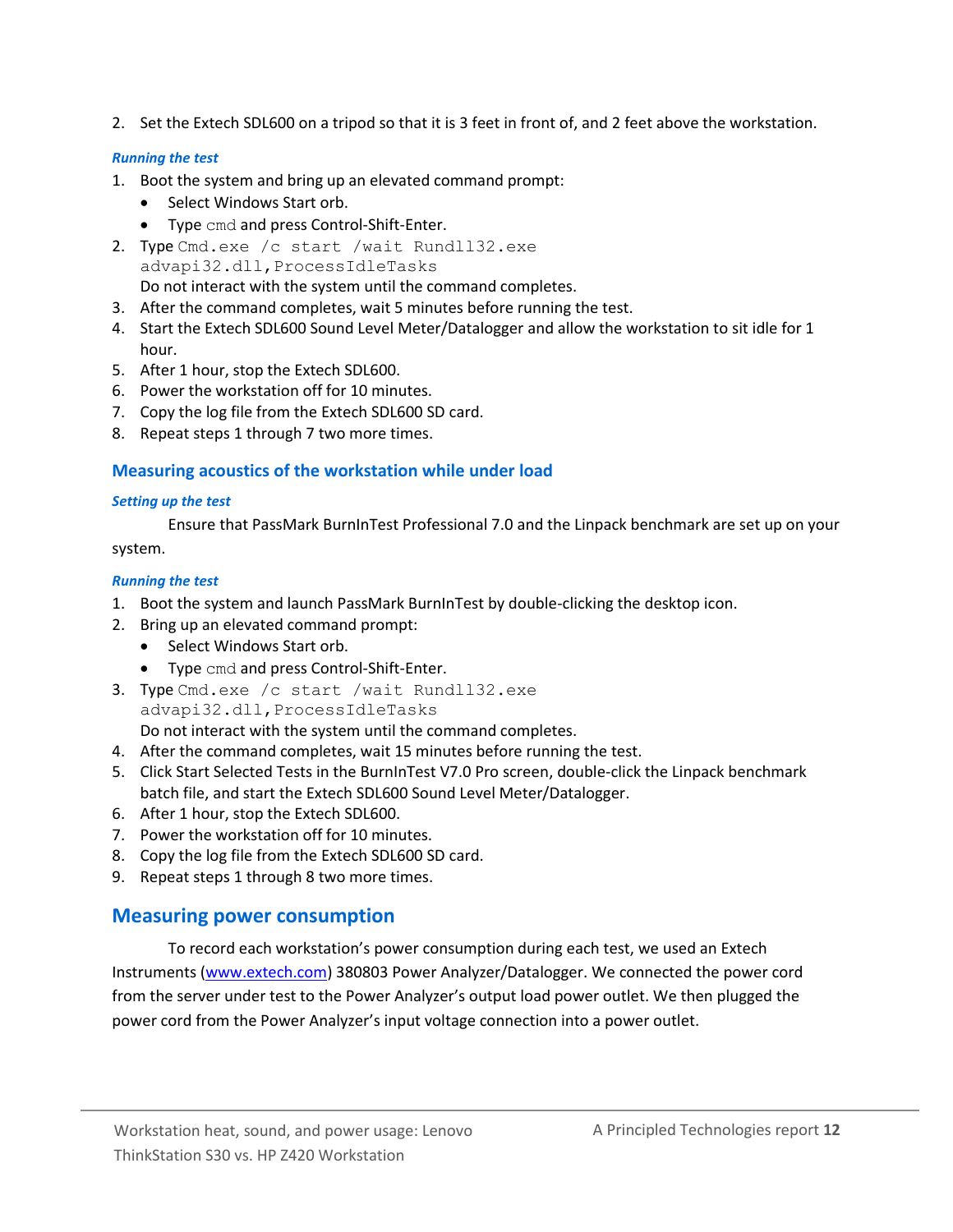2. Set the Extech SDL600 on a tripod so that it is 3 feet in front of, and 2 feet above the workstation.

#### *Running the test*

1. Boot the system and bring up an elevated command prompt:
   - Select Windows Start orb.
   - Type `cmd` and press Control-Shift-Enter.
2. Type `Cmd.exe /c start /wait Rundll32.exe advapi32.dll,ProcessIdleTasks`
   Do not interact with the system until the command completes.
3. After the command completes, wait 5 minutes before running the test.
4. Start the Extech SDL600 Sound Level Meter/Datalogger and allow the workstation to sit idle for 1 hour.
5. After 1 hour, stop the Extech SDL600.
6. Power the workstation off for 10 minutes.
7. Copy the log file from the Extech SDL600 SD card.
8. Repeat steps 1 through 7 two more times.

### Measuring acoustics of the workstation while under load

#### *Setting up the test*

Ensure that PassMark BurnInTest Professional 7.0 and the Linpack benchmark are set up on your system.

#### *Running the test*

1. Boot the system and launch PassMark BurnInTest by double-clicking the desktop icon.
2. Bring up an elevated command prompt:
   - Select Windows Start orb.
   - Type `cmd` and press Control-Shift-Enter.
3. Type `Cmd.exe /c start /wait Rundll32.exe advapi32.dll,ProcessIdleTasks`
   Do not interact with the system until the command completes.
4. After the command completes, wait 15 minutes before running the test.
5. Click Start Selected Tests in the BurnInTest V7.0 Pro screen, double-click the Linpack benchmark batch file, and start the Extech SDL600 Sound Level Meter/Datalogger.
6. After 1 hour, stop the Extech SDL600.
7. Power the workstation off for 10 minutes.
8. Copy the log file from the Extech SDL600 SD card.
9. Repeat steps 1 through 8 two more times.

## Measuring power consumption

To record each workstation's power consumption during each test, we used an Extech Instruments (www.extech.com) 380803 Power Analyzer/Datalogger. We connected the power cord from the server under test to the Power Analyzer's output load power outlet. We then plugged the power cord from the Power Analyzer's input voltage connection into a power outlet.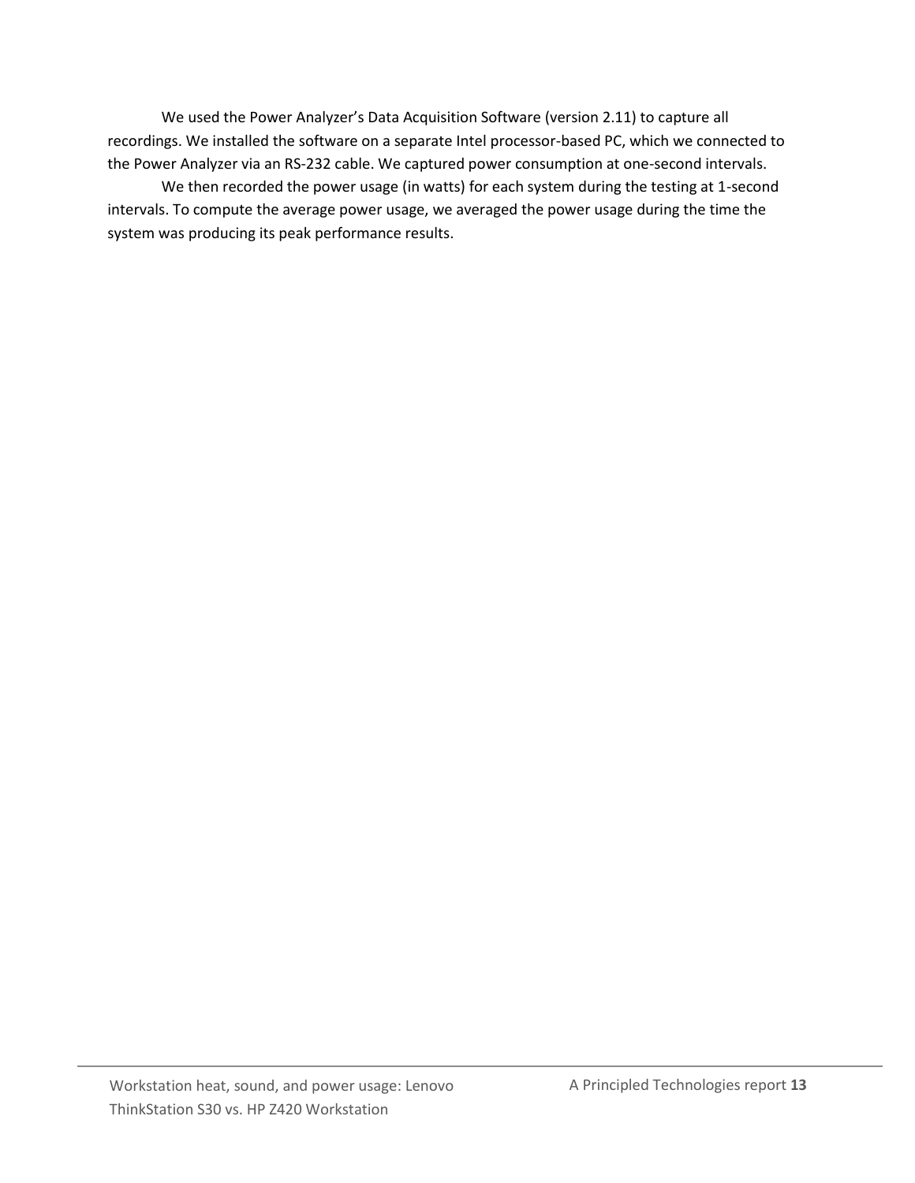We used the Power Analyzer's Data Acquisition Software (version 2.11) to capture all recordings. We installed the software on a separate Intel processor-based PC, which we connected to the Power Analyzer via an RS-232 cable. We captured power consumption at one-second intervals.

We then recorded the power usage (in watts) for each system during the testing at 1-second intervals. To compute the average power usage, we averaged the power usage during the time the system was producing its peak performance results.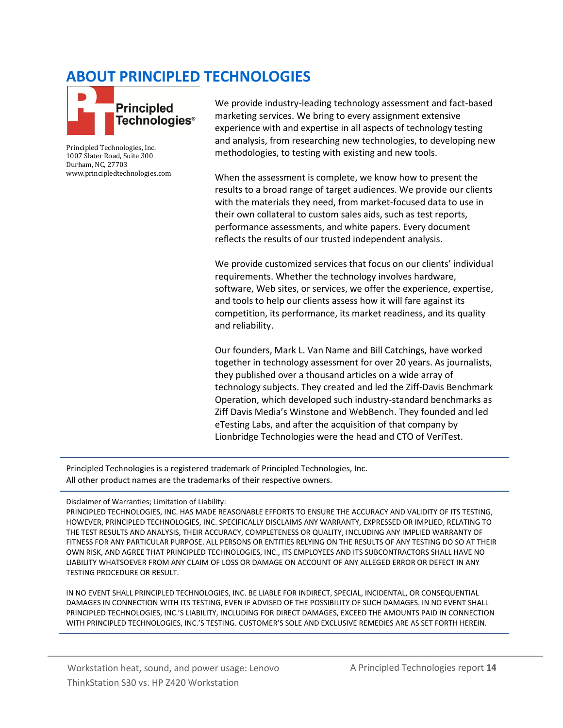# ABOUT PRINCIPLED TECHNOLOGIES

Principled Technologies, Inc.
1007 Slater Road, Suite 300
Durham, NC, 27703
www.principledtechnologies.com

We provide industry-leading technology assessment and fact-based marketing services. We bring to every assignment extensive experience with and expertise in all aspects of technology testing and analysis, from researching new technologies, to developing new methodologies, to testing with existing and new tools.

When the assessment is complete, we know how to present the results to a broad range of target audiences. We provide our clients with the materials they need, from market-focused data to use in their own collateral to custom sales aids, such as test reports, performance assessments, and white papers. Every document reflects the results of our trusted independent analysis.

We provide customized services that focus on our clients' individual requirements. Whether the technology involves hardware, software, Web sites, or services, we offer the experience, expertise, and tools to help our clients assess how it will fare against its competition, its performance, its market readiness, and its quality and reliability.

Our founders, Mark L. Van Name and Bill Catchings, have worked together in technology assessment for over 20 years. As journalists, they published over a thousand articles on a wide array of technology subjects. They created and led the Ziff-Davis Benchmark Operation, which developed such industry-standard benchmarks as Ziff Davis Media's Winstone and WebBench. They founded and led eTesting Labs, and after the acquisition of that company by Lionbridge Technologies were the head and CTO of VeriTest.

---

Principled Technologies is a registered trademark of Principled Technologies, Inc.
All other product names are the trademarks of their respective owners.

---

Disclaimer of Warranties; Limitation of Liability:
PRINCIPLED TECHNOLOGIES, INC. HAS MADE REASONABLE EFFORTS TO ENSURE THE ACCURACY AND VALIDITY OF ITS TESTING, HOWEVER, PRINCIPLED TECHNOLOGIES, INC. SPECIFICALLY DISCLAIMS ANY WARRANTY, EXPRESSED OR IMPLIED, RELATING TO THE TEST RESULTS AND ANALYSIS, THEIR ACCURACY, COMPLETENESS OR QUALITY, INCLUDING ANY IMPLIED WARRANTY OF FITNESS FOR ANY PARTICULAR PURPOSE. ALL PERSONS OR ENTITIES RELYING ON THE RESULTS OF ANY TESTING DO SO AT THEIR OWN RISK, AND AGREE THAT PRINCIPLED TECHNOLOGIES, INC., ITS EMPLOYEES AND ITS SUBCONTRACTORS SHALL HAVE NO LIABILITY WHATSOEVER FROM ANY CLAIM OF LOSS OR DAMAGE ON ACCOUNT OF ANY ALLEGED ERROR OR DEFECT IN ANY TESTING PROCEDURE OR RESULT.

IN NO EVENT SHALL PRINCIPLED TECHNOLOGIES, INC. BE LIABLE FOR INDIRECT, SPECIAL, INCIDENTAL, OR CONSEQUENTIAL DAMAGES IN CONNECTION WITH ITS TESTING, EVEN IF ADVISED OF THE POSSIBILITY OF SUCH DAMAGES. IN NO EVENT SHALL PRINCIPLED TECHNOLOGIES, INC.'S LIABILITY, INCLUDING FOR DIRECT DAMAGES, EXCEED THE AMOUNTS PAID IN CONNECTION WITH PRINCIPLED TECHNOLOGIES, INC.'S TESTING. CUSTOMER'S SOLE AND EXCLUSIVE REMEDIES ARE AS SET FORTH HEREIN.